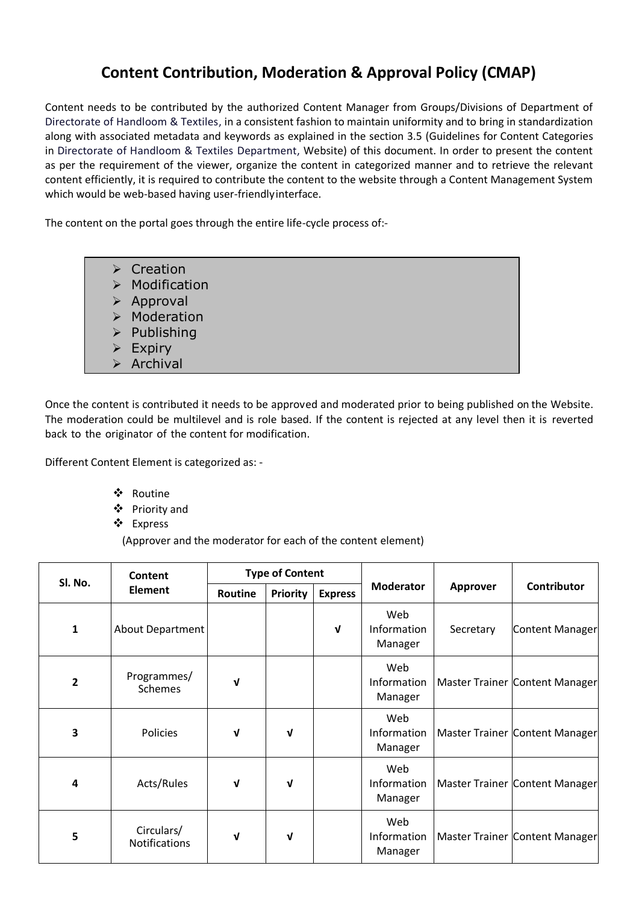# Content Contribution, Moderation & Approval Policy (CMAP)

Content needs to be contributed by the authorized Content Manager from Groups/Divisions of Department of Directorate of Handloom & Textiles, in a consistent fashion to maintain uniformity and to bring in standardization along with associated metadata and keywords as explained in the section 3.5 (Guidelines for Content Categories in Directorate of Handloom & Textiles Department, Website) of this document. In order to present the content as per the requirement of the viewer, organize the content in categorized manner and to retrieve the relevant content efficiently, it is required to contribute the content to the website through a Content Management System which would be web-based having user-friendly interface.

The content on the portal goes through the entire life-cycle process of:-

- Creation
- Modification
- Approval
- Moderation
- Publishing
- Expiry
- Archival

Once the content is contributed it needs to be approved and moderated prior to being published on the Website. The moderation could be multilevel and is role based. If the content is rejected at any level then it is reverted back to the originator of the content for modification.

Different Content Element is categorized as: -

- Routine
- Priority and
- Express

(Approver and the moderator for each of the content element)

| Sl. No. | Content Element | Type of Content | | | Moderator | Approver | Contributor |
|---|---|---|---|---|---|---|---|
| | | Routine | Priority | Express | | | |
| 1 | About Department | | | √ | Web Information Manager | Secretary | Content Manager |
| 2 | Programmes/ Schemes | √ | | | Web Information Manager | Master Trainer | Content Manager |
| 3 | Policies | √ | √ | | Web Information Manager | Master Trainer | Content Manager |
| 4 | Acts/Rules | √ | √ | | Web Information Manager | Master Trainer | Content Manager |
| 5 | Circulars/ Notifications | √ | √ | | Web Information Manager | Master Trainer | Content Manager |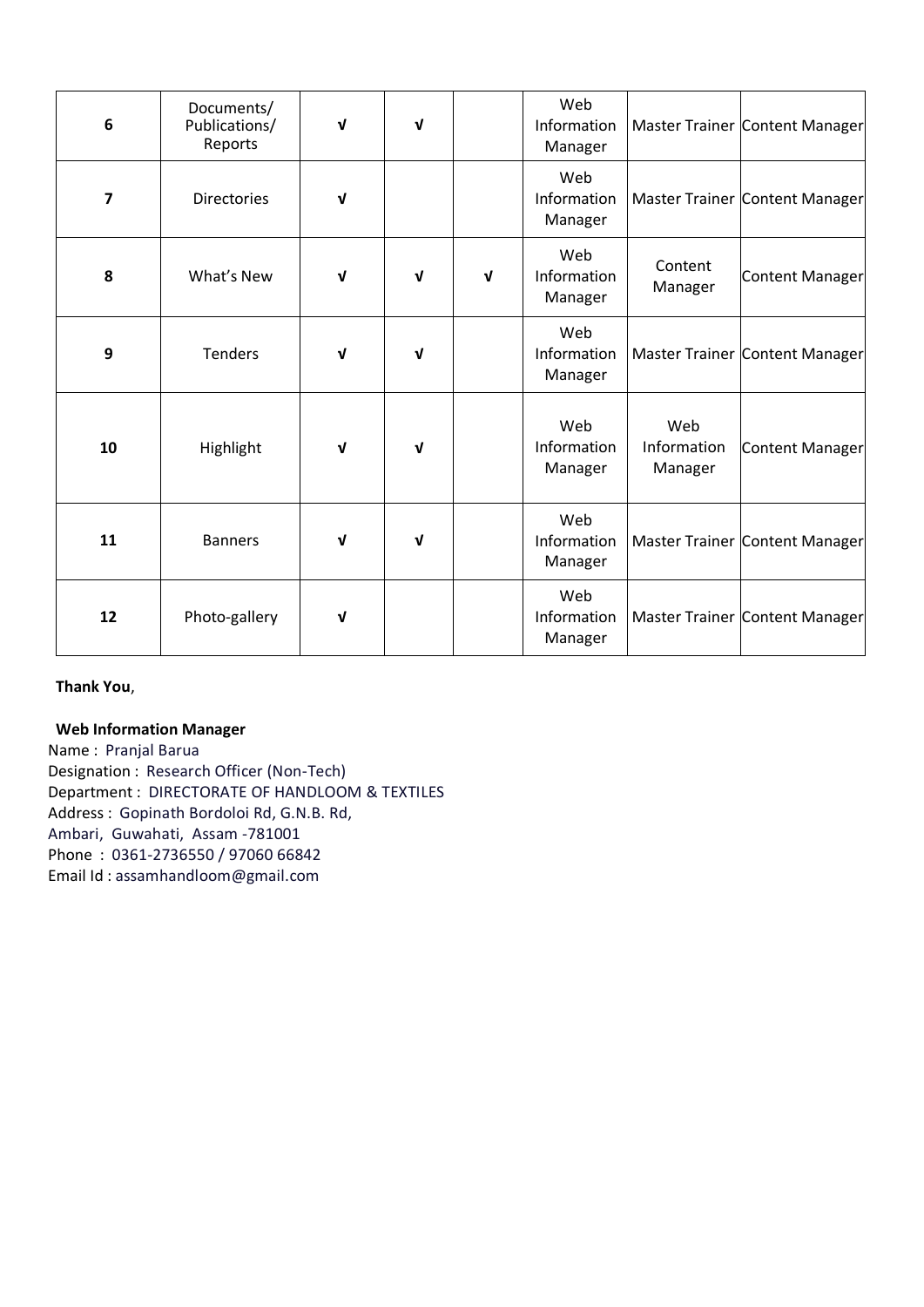| | | | | | | | |
|---|---|---|---|---|---|---|---|
| **6** | Documents/ Publications/ Reports | **√** | **√** | | Web Information Manager | Master Trainer | Content Manager |
| **7** | Directories | **√** | | | Web Information Manager | Master Trainer | Content Manager |
| **8** | What's New | **√** | **√** | **√** | Web Information Manager | Content Manager | Content Manager |
| **9** | Tenders | **√** | **√** | | Web Information Manager | Master Trainer | Content Manager |
| **10** | Highlight | **√** | **√** | | Web Information Manager | Web Information Manager | Content Manager |
| **11** | Banners | **√** | **√** | | Web Information Manager | Master Trainer | Content Manager |
| **12** | Photo-gallery | **√** | | | Web Information Manager | Master Trainer | Content Manager |

**Thank You**,

**Web Information Manager**
Name : Pranjal Barua
Designation : Research Officer (Non-Tech)
Department : DIRECTORATE OF HANDLOOM & TEXTILES
Address : Gopinath Bordoloi Rd, G.N.B. Rd,
Ambari, Guwahati, Assam -781001
Phone : 0361-2736550 / 97060 66842
Email Id : assamhandloom@gmail.com